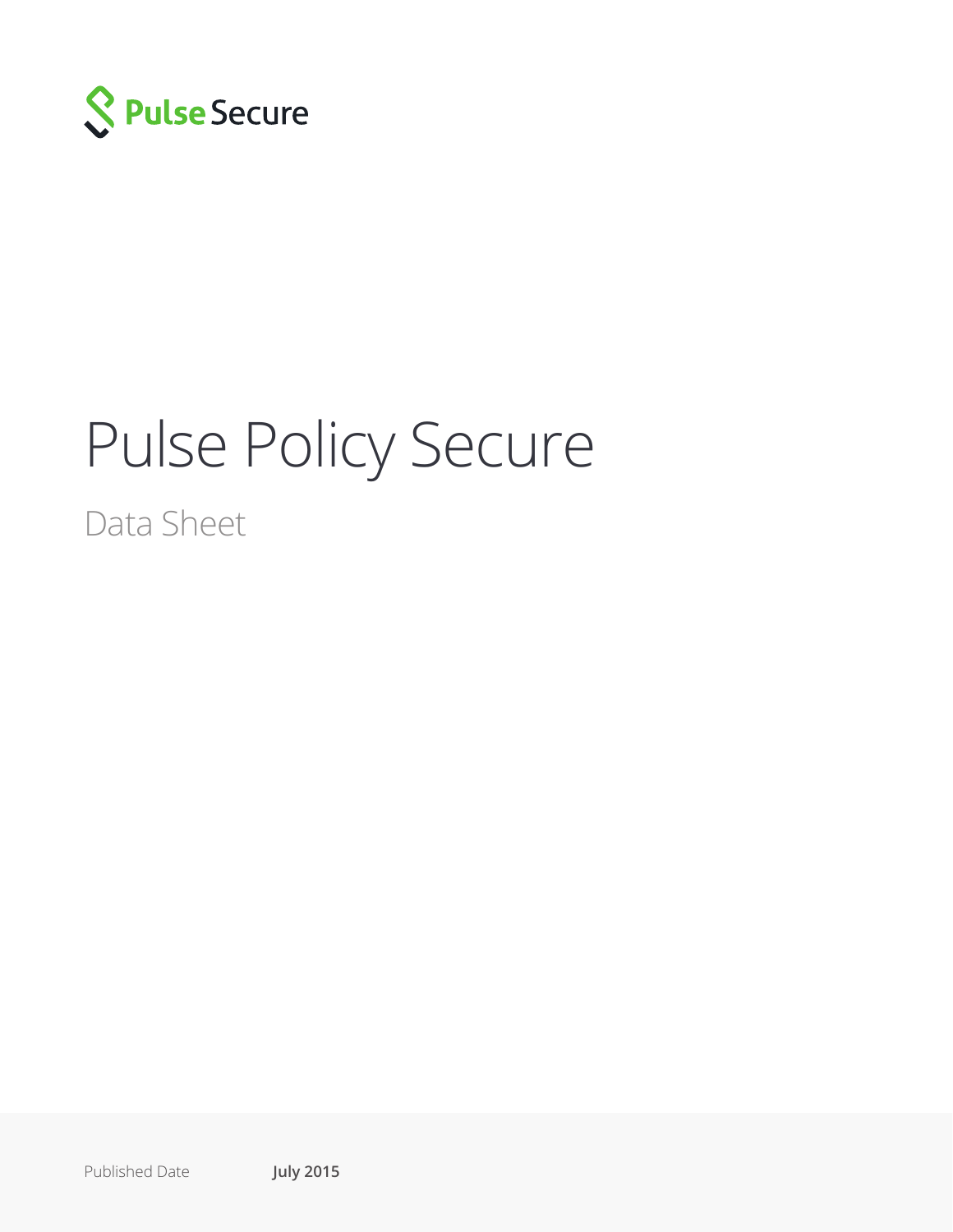Pulse Secure

# Pulse Policy Secure

## Data Sheet

Published Date **July 2015**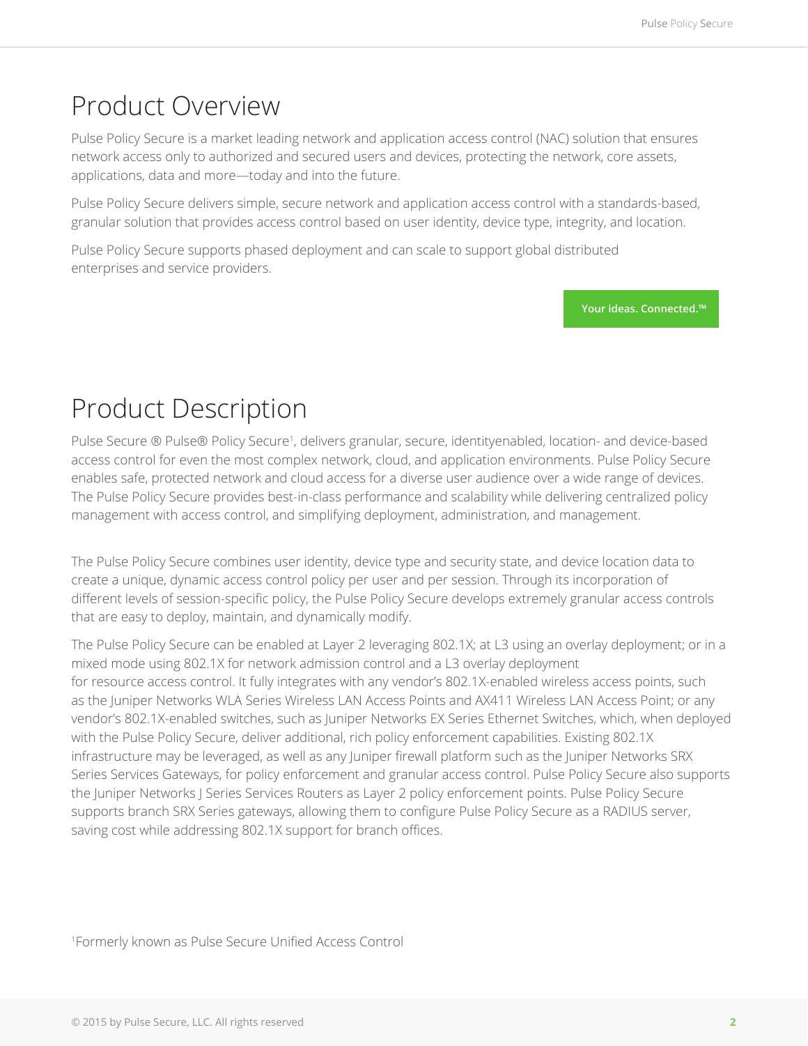# Product Overview

Pulse Policy Secure is a market leading network and application access control (NAC) solution that ensures network access only to authorized and secured users and devices, protecting the network, core assets, applications, data and more—today and into the future.

Pulse Policy Secure delivers simple, secure network and application access control with a standards-based, granular solution that provides access control based on user identity, device type, integrity, and location.

Pulse Policy Secure supports phased deployment and can scale to support global distributed enterprises and service providers.

**Your ideas. Connected.™**

# Product Description

Pulse Secure ® Pulse® Policy Secure[1], delivers granular, secure, identityenabled, location- and device-based access control for even the most complex network, cloud, and application environments. Pulse Policy Secure enables safe, protected network and cloud access for a diverse user audience over a wide range of devices. The Pulse Policy Secure provides best-in-class performance and scalability while delivering centralized policy management with access control, and simplifying deployment, administration, and management.

The Pulse Policy Secure combines user identity, device type and security state, and device location data to create a unique, dynamic access control policy per user and per session. Through its incorporation of different levels of session-specific policy, the Pulse Policy Secure develops extremely granular access controls that are easy to deploy, maintain, and dynamically modify.

The Pulse Policy Secure can be enabled at Layer 2 leveraging 802.1X; at L3 using an overlay deployment; or in a mixed mode using 802.1X for network admission control and a L3 overlay deployment for resource access control. It fully integrates with any vendor's 802.1X-enabled wireless access points, such as the Juniper Networks WLA Series Wireless LAN Access Points and AX411 Wireless LAN Access Point; or any vendor's 802.1X-enabled switches, such as Juniper Networks EX Series Ethernet Switches, which, when deployed with the Pulse Policy Secure, deliver additional, rich policy enforcement capabilities. Existing 802.1X infrastructure may be leveraged, as well as any Juniper firewall platform such as the Juniper Networks SRX Series Services Gateways, for policy enforcement and granular access control. Pulse Policy Secure also supports the Juniper Networks J Series Services Routers as Layer 2 policy enforcement points. Pulse Policy Secure supports branch SRX Series gateways, allowing them to configure Pulse Policy Secure as a RADIUS server, saving cost while addressing 802.1X support for branch offices.

[1]Formerly known as Pulse Secure Unified Access Control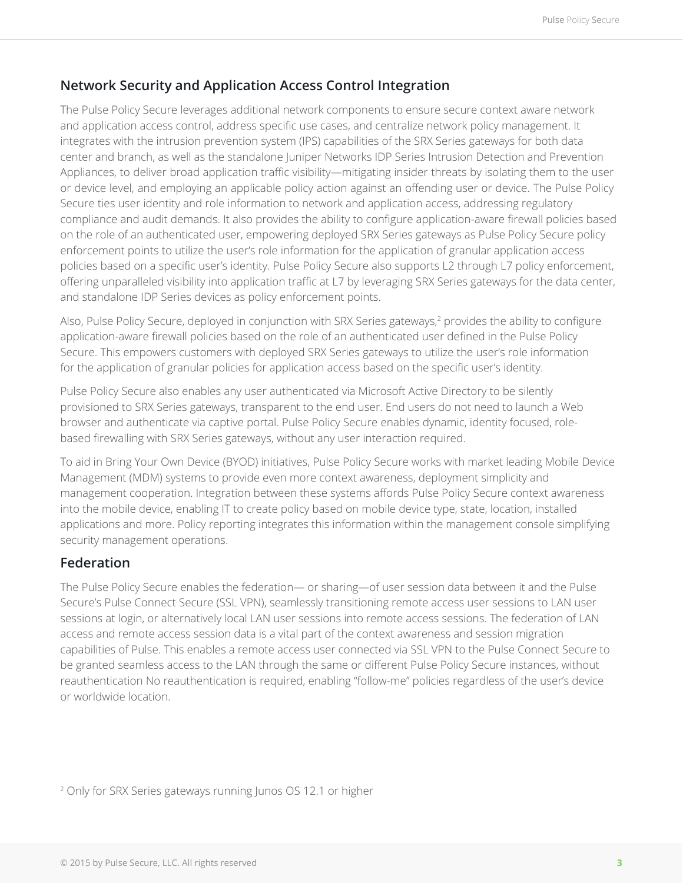## Network Security and Application Access Control Integration

The Pulse Policy Secure leverages additional network components to ensure secure context aware network and application access control, address specific use cases, and centralize network policy management. It integrates with the intrusion prevention system (IPS) capabilities of the SRX Series gateways for both data center and branch, as well as the standalone Juniper Networks IDP Series Intrusion Detection and Prevention Appliances, to deliver broad application traffic visibility—mitigating insider threats by isolating them to the user or device level, and employing an applicable policy action against an offending user or device. The Pulse Policy Secure ties user identity and role information to network and application access, addressing regulatory compliance and audit demands. It also provides the ability to configure application-aware firewall policies based on the role of an authenticated user, empowering deployed SRX Series gateways as Pulse Policy Secure policy enforcement points to utilize the user's role information for the application of granular application access policies based on a specific user's identity. Pulse Policy Secure also supports L2 through L7 policy enforcement, offering unparalleled visibility into application traffic at L7 by leveraging SRX Series gateways for the data center, and standalone IDP Series devices as policy enforcement points.

Also, Pulse Policy Secure, deployed in conjunction with SRX Series gateways,[2] provides the ability to configure application-aware firewall policies based on the role of an authenticated user defined in the Pulse Policy Secure. This empowers customers with deployed SRX Series gateways to utilize the user's role information for the application of granular policies for application access based on the specific user's identity.

Pulse Policy Secure also enables any user authenticated via Microsoft Active Directory to be silently provisioned to SRX Series gateways, transparent to the end user. End users do not need to launch a Web browser and authenticate via captive portal. Pulse Policy Secure enables dynamic, identity focused, role-based firewalling with SRX Series gateways, without any user interaction required.

To aid in Bring Your Own Device (BYOD) initiatives, Pulse Policy Secure works with market leading Mobile Device Management (MDM) systems to provide even more context awareness, deployment simplicity and management cooperation. Integration between these systems affords Pulse Policy Secure context awareness into the mobile device, enabling IT to create policy based on mobile device type, state, location, installed applications and more. Policy reporting integrates this information within the management console simplifying security management operations.

## Federation

The Pulse Policy Secure enables the federation— or sharing—of user session data between it and the Pulse Secure's Pulse Connect Secure (SSL VPN), seamlessly transitioning remote access user sessions to LAN user sessions at login, or alternatively local LAN user sessions into remote access sessions. The federation of LAN access and remote access session data is a vital part of the context awareness and session migration capabilities of Pulse. This enables a remote access user connected via SSL VPN to the Pulse Connect Secure to be granted seamless access to the LAN through the same or different Pulse Policy Secure instances, without reauthentication No reauthentication is required, enabling "follow-me" policies regardless of the user's device or worldwide location.

[2] Only for SRX Series gateways running Junos OS 12.1 or higher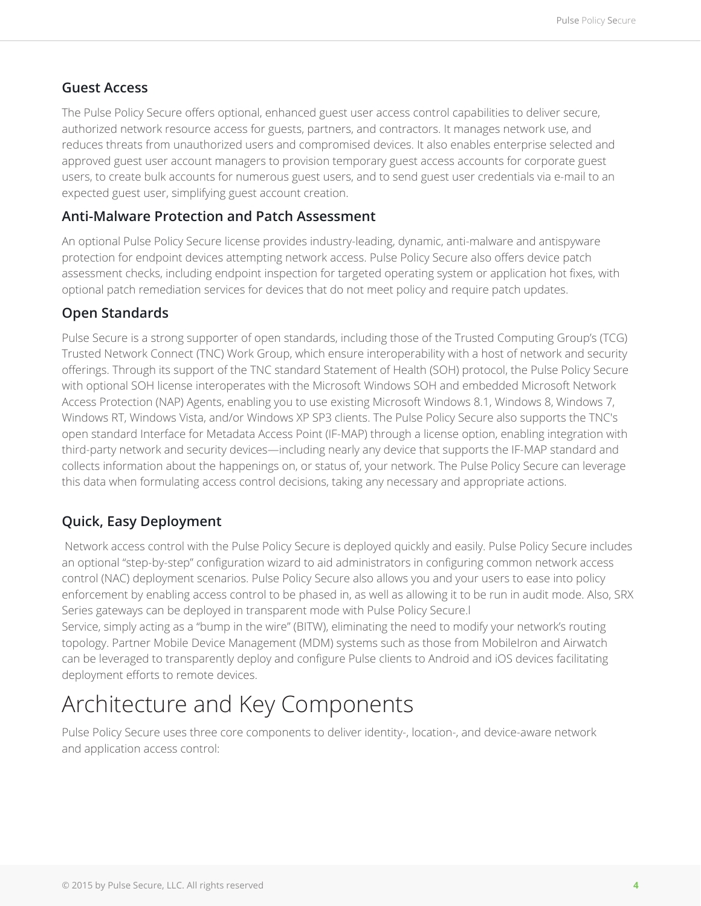### Guest Access

The Pulse Policy Secure offers optional, enhanced guest user access control capabilities to deliver secure, authorized network resource access for guests, partners, and contractors. It manages network use, and reduces threats from unauthorized users and compromised devices. It also enables enterprise selected and approved guest user account managers to provision temporary guest access accounts for corporate guest users, to create bulk accounts for numerous guest users, and to send guest user credentials via e-mail to an expected guest user, simplifying guest account creation.

### Anti-Malware Protection and Patch Assessment

An optional Pulse Policy Secure license provides industry-leading, dynamic, anti-malware and antispyware protection for endpoint devices attempting network access. Pulse Policy Secure also offers device patch assessment checks, including endpoint inspection for targeted operating system or application hot fixes, with optional patch remediation services for devices that do not meet policy and require patch updates.

### Open Standards

Pulse Secure is a strong supporter of open standards, including those of the Trusted Computing Group's (TCG) Trusted Network Connect (TNC) Work Group, which ensure interoperability with a host of network and security offerings. Through its support of the TNC standard Statement of Health (SOH) protocol, the Pulse Policy Secure with optional SOH license interoperates with the Microsoft Windows SOH and embedded Microsoft Network Access Protection (NAP) Agents, enabling you to use existing Microsoft Windows 8.1, Windows 8, Windows 7, Windows RT, Windows Vista, and/or Windows XP SP3 clients. The Pulse Policy Secure also supports the TNC's open standard Interface for Metadata Access Point (IF-MAP) through a license option, enabling integration with third-party network and security devices—including nearly any device that supports the IF-MAP standard and collects information about the happenings on, or status of, your network. The Pulse Policy Secure can leverage this data when formulating access control decisions, taking any necessary and appropriate actions.

### Quick, Easy Deployment

Network access control with the Pulse Policy Secure is deployed quickly and easily. Pulse Policy Secure includes an optional "step-by-step" configuration wizard to aid administrators in configuring common network access control (NAC) deployment scenarios. Pulse Policy Secure also allows you and your users to ease into policy enforcement by enabling access control to be phased in, as well as allowing it to be run in audit mode. Also, SRX Series gateways can be deployed in transparent mode with Pulse Policy Secure.l
Service, simply acting as a "bump in the wire" (BITW), eliminating the need to modify your network's routing topology. Partner Mobile Device Management (MDM) systems such as those from MobileIron and Airwatch can be leveraged to transparently deploy and configure Pulse clients to Android and iOS devices facilitating deployment efforts to remote devices.

## Architecture and Key Components

Pulse Policy Secure uses three core components to deliver identity-, location-, and device-aware network and application access control: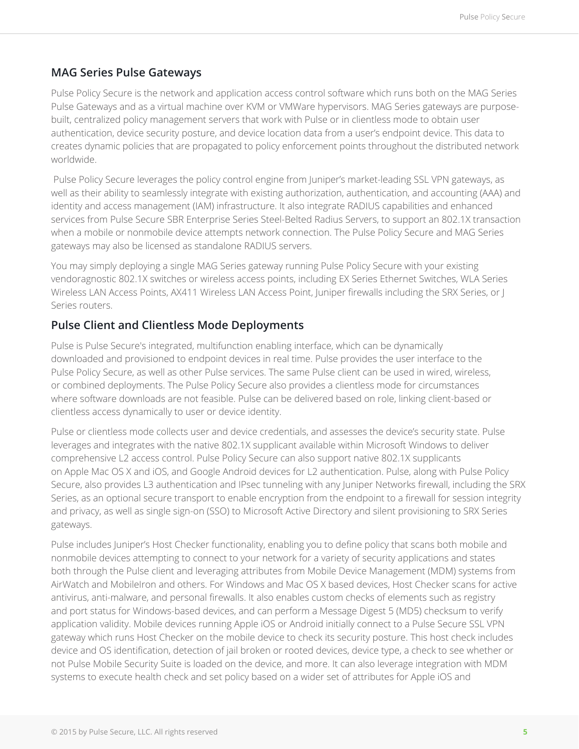## MAG Series Pulse Gateways

Pulse Policy Secure is the network and application access control software which runs both on the MAG Series Pulse Gateways and as a virtual machine over KVM or VMWare hypervisors. MAG Series gateways are purpose-built, centralized policy management servers that work with Pulse or in clientless mode to obtain user authentication, device security posture, and device location data from a user's endpoint device. This data to creates dynamic policies that are propagated to policy enforcement points throughout the distributed network worldwide.

Pulse Policy Secure leverages the policy control engine from Juniper's market-leading SSL VPN gateways, as well as their ability to seamlessly integrate with existing authorization, authentication, and accounting (AAA) and identity and access management (IAM) infrastructure. It also integrate RADIUS capabilities and enhanced services from Pulse Secure SBR Enterprise Series Steel-Belted Radius Servers, to support an 802.1X transaction when a mobile or nonmobile device attempts network connection. The Pulse Policy Secure and MAG Series gateways may also be licensed as standalone RADIUS servers.

You may simply deploying a single MAG Series gateway running Pulse Policy Secure with your existing vendoragnostic 802.1X switches or wireless access points, including EX Series Ethernet Switches, WLA Series Wireless LAN Access Points, AX411 Wireless LAN Access Point, Juniper firewalls including the SRX Series, or J Series routers.

## Pulse Client and Clientless Mode Deployments

Pulse is Pulse Secure's integrated, multifunction enabling interface, which can be dynamically downloaded and provisioned to endpoint devices in real time. Pulse provides the user interface to the Pulse Policy Secure, as well as other Pulse services. The same Pulse client can be used in wired, wireless, or combined deployments. The Pulse Policy Secure also provides a clientless mode for circumstances where software downloads are not feasible. Pulse can be delivered based on role, linking client-based or clientless access dynamically to user or device identity.

Pulse or clientless mode collects user and device credentials, and assesses the device's security state. Pulse leverages and integrates with the native 802.1X supplicant available within Microsoft Windows to deliver comprehensive L2 access control. Pulse Policy Secure can also support native 802.1X supplicants on Apple Mac OS X and iOS, and Google Android devices for L2 authentication. Pulse, along with Pulse Policy Secure, also provides L3 authentication and IPsec tunneling with any Juniper Networks firewall, including the SRX Series, as an optional secure transport to enable encryption from the endpoint to a firewall for session integrity and privacy, as well as single sign-on (SSO) to Microsoft Active Directory and silent provisioning to SRX Series gateways.

Pulse includes Juniper's Host Checker functionality, enabling you to define policy that scans both mobile and nonmobile devices attempting to connect to your network for a variety of security applications and states both through the Pulse client and leveraging attributes from Mobile Device Management (MDM) systems from AirWatch and MobileIron and others. For Windows and Mac OS X based devices, Host Checker scans for active antivirus, anti-malware, and personal firewalls. It also enables custom checks of elements such as registry and port status for Windows-based devices, and can perform a Message Digest 5 (MD5) checksum to verify application validity. Mobile devices running Apple iOS or Android initially connect to a Pulse Secure SSL VPN gateway which runs Host Checker on the mobile device to check its security posture. This host check includes device and OS identification, detection of jail broken or rooted devices, device type, a check to see whether or not Pulse Mobile Security Suite is loaded on the device, and more. It can also leverage integration with MDM systems to execute health check and set policy based on a wider set of attributes for Apple iOS and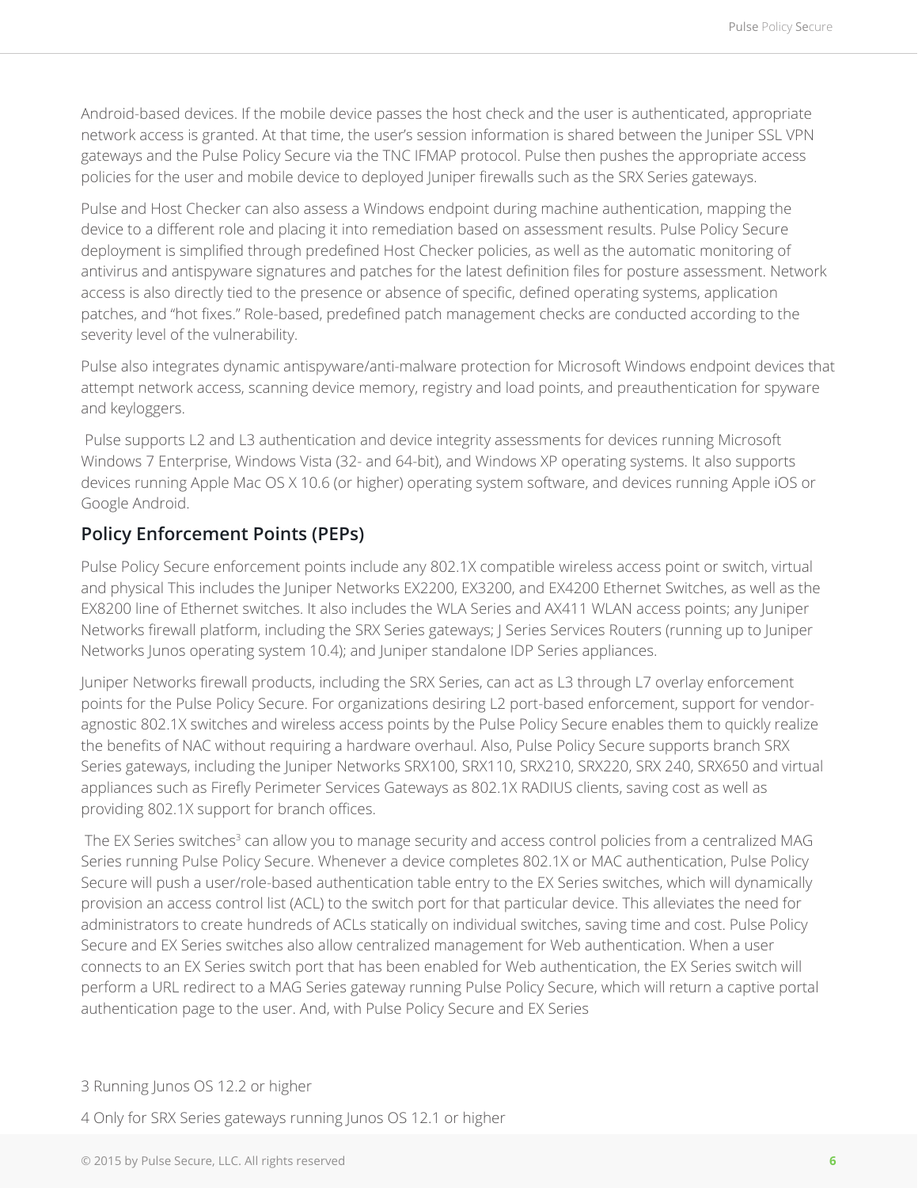Android-based devices. If the mobile device passes the host check and the user is authenticated, appropriate network access is granted. At that time, the user's session information is shared between the Juniper SSL VPN gateways and the Pulse Policy Secure via the TNC IFMAP protocol. Pulse then pushes the appropriate access policies for the user and mobile device to deployed Juniper firewalls such as the SRX Series gateways.

Pulse and Host Checker can also assess a Windows endpoint during machine authentication, mapping the device to a different role and placing it into remediation based on assessment results. Pulse Policy Secure deployment is simplified through predefined Host Checker policies, as well as the automatic monitoring of antivirus and antispyware signatures and patches for the latest definition files for posture assessment. Network access is also directly tied to the presence or absence of specific, defined operating systems, application patches, and "hot fixes." Role-based, predefined patch management checks are conducted according to the severity level of the vulnerability.

Pulse also integrates dynamic antispyware/anti-malware protection for Microsoft Windows endpoint devices that attempt network access, scanning device memory, registry and load points, and preauthentication for spyware and keyloggers.

Pulse supports L2 and L3 authentication and device integrity assessments for devices running Microsoft Windows 7 Enterprise, Windows Vista (32- and 64-bit), and Windows XP operating systems. It also supports devices running Apple Mac OS X 10.6 (or higher) operating system software, and devices running Apple iOS or Google Android.

## Policy Enforcement Points (PEPs)

Pulse Policy Secure enforcement points include any 802.1X compatible wireless access point or switch, virtual and physical This includes the Juniper Networks EX2200, EX3200, and EX4200 Ethernet Switches, as well as the EX8200 line of Ethernet switches. It also includes the WLA Series and AX411 WLAN access points; any Juniper Networks firewall platform, including the SRX Series gateways; J Series Services Routers (running up to Juniper Networks Junos operating system 10.4); and Juniper standalone IDP Series appliances.

Juniper Networks firewall products, including the SRX Series, can act as L3 through L7 overlay enforcement points for the Pulse Policy Secure. For organizations desiring L2 port-based enforcement, support for vendor-agnostic 802.1X switches and wireless access points by the Pulse Policy Secure enables them to quickly realize the benefits of NAC without requiring a hardware overhaul. Also, Pulse Policy Secure supports branch SRX Series gateways, including the Juniper Networks SRX100, SRX110, SRX210, SRX220, SRX 240, SRX650 and virtual appliances such as Firefly Perimeter Services Gateways as 802.1X RADIUS clients, saving cost as well as providing 802.1X support for branch offices.

The EX Series switches[3] can allow you to manage security and access control policies from a centralized MAG Series running Pulse Policy Secure. Whenever a device completes 802.1X or MAC authentication, Pulse Policy Secure will push a user/role-based authentication table entry to the EX Series switches, which will dynamically provision an access control list (ACL) to the switch port for that particular device. This alleviates the need for administrators to create hundreds of ACLs statically on individual switches, saving time and cost. Pulse Policy Secure and EX Series switches also allow centralized management for Web authentication. When a user connects to an EX Series switch port that has been enabled for Web authentication, the EX Series switch will perform a URL redirect to a MAG Series gateway running Pulse Policy Secure, which will return a captive portal authentication page to the user. And, with Pulse Policy Secure and EX Series

3 Running Junos OS 12.2 or higher

4 Only for SRX Series gateways running Junos OS 12.1 or higher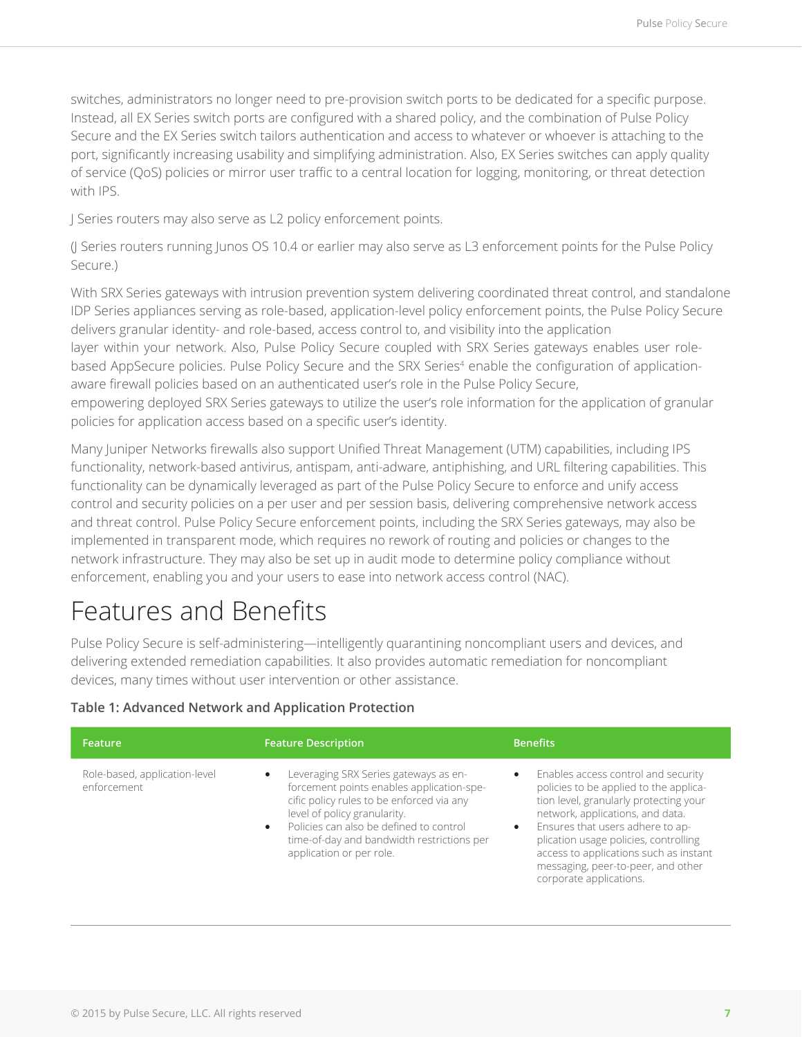switches, administrators no longer need to pre-provision switch ports to be dedicated for a specific purpose. Instead, all EX Series switch ports are configured with a shared policy, and the combination of Pulse Policy Secure and the EX Series switch tailors authentication and access to whatever or whoever is attaching to the port, significantly increasing usability and simplifying administration. Also, EX Series switches can apply quality of service (QoS) policies or mirror user traffic to a central location for logging, monitoring, or threat detection with IPS.

J Series routers may also serve as L2 policy enforcement points.

(J Series routers running Junos OS 10.4 or earlier may also serve as L3 enforcement points for the Pulse Policy Secure.)

With SRX Series gateways with intrusion prevention system delivering coordinated threat control, and standalone IDP Series appliances serving as role-based, application-level policy enforcement points, the Pulse Policy Secure delivers granular identity- and role-based, access control to, and visibility into the application layer within your network. Also, Pulse Policy Secure coupled with SRX Series gateways enables user role-based AppSecure policies. Pulse Policy Secure and the SRX Series[4] enable the configuration of application-aware firewall policies based on an authenticated user's role in the Pulse Policy Secure, empowering deployed SRX Series gateways to utilize the user's role information for the application of granular policies for application access based on a specific user's identity.

Many Juniper Networks firewalls also support Unified Threat Management (UTM) capabilities, including IPS functionality, network-based antivirus, antispam, anti-adware, antiphishing, and URL filtering capabilities. This functionality can be dynamically leveraged as part of the Pulse Policy Secure to enforce and unify access control and security policies on a per user and per session basis, delivering comprehensive network access and threat control. Pulse Policy Secure enforcement points, including the SRX Series gateways, may also be implemented in transparent mode, which requires no rework of routing and policies or changes to the network infrastructure. They may also be set up in audit mode to determine policy compliance without enforcement, enabling you and your users to ease into network access control (NAC).

# Features and Benefits

Pulse Policy Secure is self-administering—intelligently quarantining noncompliant users and devices, and delivering extended remediation capabilities. It also provides automatic remediation for noncompliant devices, many times without user intervention or other assistance.

**Table 1: Advanced Network and Application Protection**

| Feature | Feature Description | Benefits |
|---|---|---|
| Role-based, application-level enforcement | • Leveraging SRX Series gateways as enforcement points enables application-specific policy rules to be enforced via any level of policy granularity.<br>• Policies can also be defined to control time-of-day and bandwidth restrictions per application or per role. | • Enables access control and security policies to be applied to the application level, granularly protecting your network, applications, and data.<br>• Ensures that users adhere to application usage policies, controlling access to applications such as instant messaging, peer-to-peer, and other corporate applications. |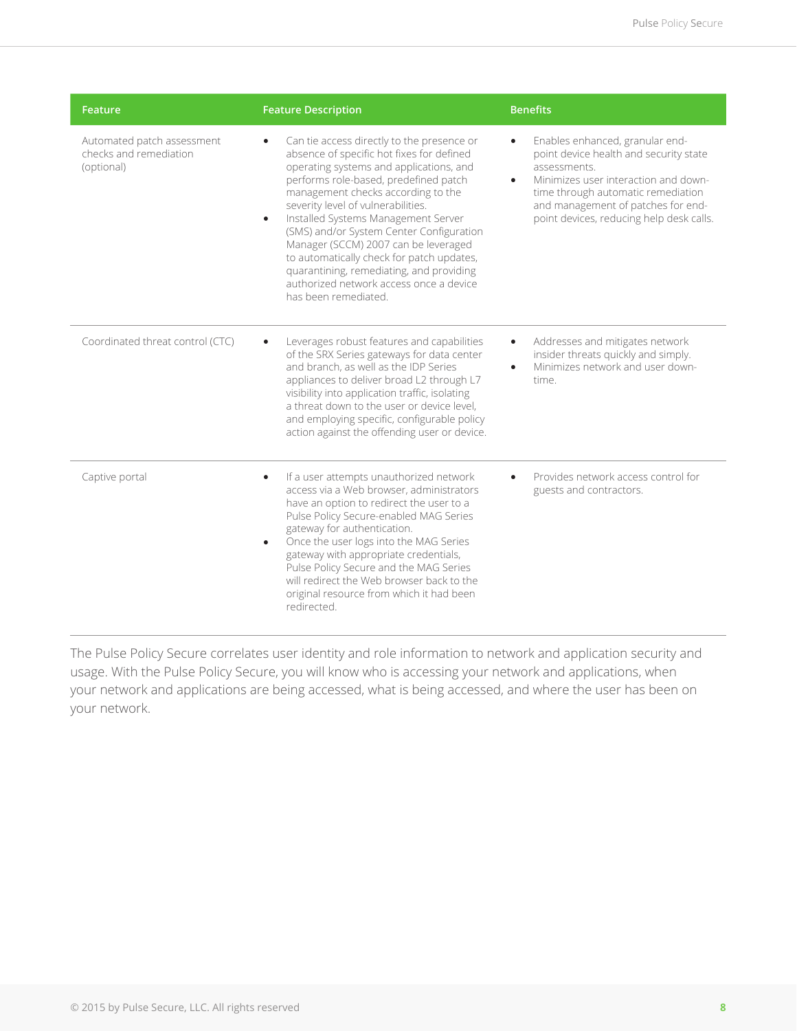| Feature | Feature Description | Benefits |
|---|---|---|
| Automated patch assessment checks and remediation (optional) | • Can tie access directly to the presence or absence of specific hot fixes for defined operating systems and applications, and performs role-based, predefined patch management checks according to the severity level of vulnerabilities.<br>• Installed Systems Management Server (SMS) and/or System Center Configuration Manager (SCCM) 2007 can be leveraged to automatically check for patch updates, quarantining, remediating, and providing authorized network access once a device has been remediated. | • Enables enhanced, granular end-point device health and security state assessments.<br>• Minimizes user interaction and down-time through automatic remediation and management of patches for end-point devices, reducing help desk calls. |
| Coordinated threat control (CTC) | • Leverages robust features and capabilities of the SRX Series gateways for data center and branch, as well as the IDP Series appliances to deliver broad L2 through L7 visibility into application traffic, isolating a threat down to the user or device level, and employing specific, configurable policy action against the offending user or device. | • Addresses and mitigates network insider threats quickly and simply.<br>• Minimizes network and user down-time. |
| Captive portal | • If a user attempts unauthorized network access via a Web browser, administrators have an option to redirect the user to a Pulse Policy Secure-enabled MAG Series gateway for authentication.<br>• Once the user logs into the MAG Series gateway with appropriate credentials, Pulse Policy Secure and the MAG Series will redirect the Web browser back to the original resource from which it had been redirected. | • Provides network access control for guests and contractors. |

The Pulse Policy Secure correlates user identity and role information to network and application security and usage. With the Pulse Policy Secure, you will know who is accessing your network and applications, when your network and applications are being accessed, what is being accessed, and where the user has been on your network.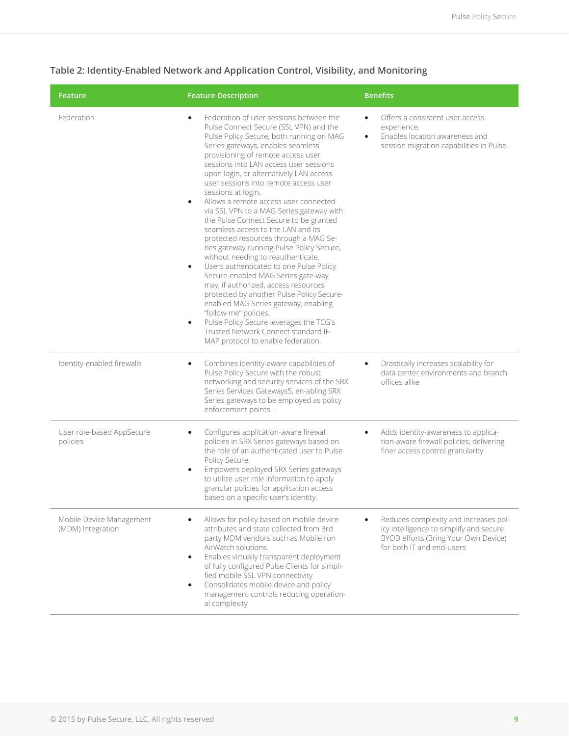### Table 2: Identity-Enabled Network and Application Control, Visibility, and Monitoring

| Feature | Feature Description | Benefits |
| --- | --- | --- |
| Federation | • Federation of user sessions between the Pulse Connect Secure (SSL VPN) and the Pulse Policy Secure, both running on MAG Series gateways, enables seamless provisioning of remote access user sessions into LAN access user sessions upon login, or alternatively LAN access user sessions into remote access user sessions at login.<br>• Allows a remote access user connected via SSL VPN to a MAG Series gateway with the Pulse Connect Secure to be granted seamless access to the LAN and its protected resources through a MAG Series gateway running Pulse Policy Secure, without needing to reauthenticate.<br>• Users authenticated to one Pulse Policy Secure-enabled MAG Series gate-way may, if authorized, access resources protected by another Pulse Policy Secure-enabled MAG Series gateway, enabling "follow-me" policies.<br>• Pulse Policy Secure leverages the TCG's Trusted Network Connect standard IF-MAP protocol to enable federation. | • Offers a consistent user access experience.<br>• Enables location awareness and session migration capabilities in Pulse. |
| Identity-enabled firewalls | • Combines identity-aware capabilities of Pulse Policy Secure with the robust networking and security services of the SRX Series Services Gateways5, en-abling SRX Series gateways to be employed as policy enforcement points. . | • Drastically increases scalability for data center environments and branch offices alike |
| User role-based AppSecure policies | • Configures application-aware firewall policies in SRX Series gateways based on the role of an authenticated user to Pulse Policy Secure.<br>• Empowers deployed SRX Series gateways to utilize user role information to apply granular policies for application access based on a specific user's identity. | • Adds identity-awareness to application-aware firewall policies, delivering finer access control granularity |
| Mobile Device Management (MDM) Integration | • Allows for policy based on mobile device attributes and state collected from 3rd party MDM vendors such as MobileIron AirWatch solutions.<br>• Enables virtually transparent deployment of fully configured Pulse Clients for simplified mobile SSL VPN connectivity<br>• Consolidates mobile device and policy management controls reducing operational complexity | • Reduces complexity and increases policy intelligence to simplify and secure BYOD efforts (Bring Your Own Device) for both IT and end-users |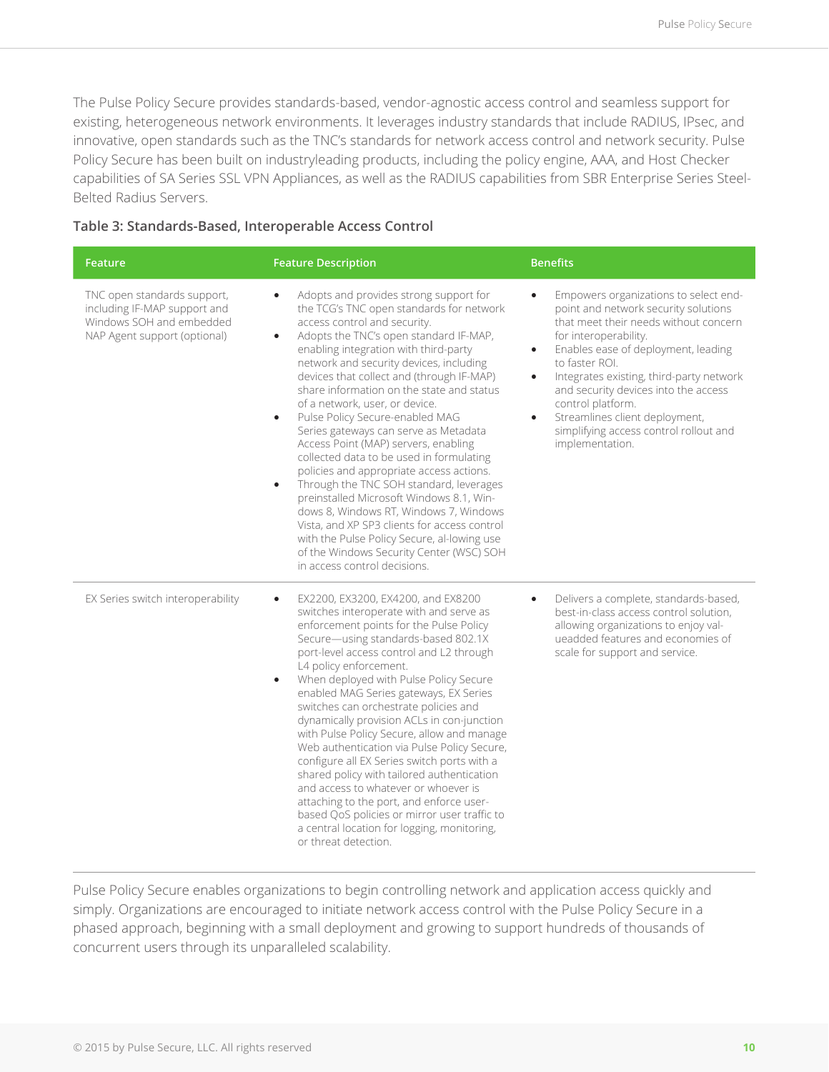The Pulse Policy Secure provides standards-based, vendor-agnostic access control and seamless support for existing, heterogeneous network environments. It leverages industry standards that include RADIUS, IPsec, and innovative, open standards such as the TNC's standards for network access control and network security. Pulse Policy Secure has been built on industryleading products, including the policy engine, AAA, and Host Checker capabilities of SA Series SSL VPN Appliances, as well as the RADIUS capabilities from SBR Enterprise Series Steel-Belted Radius Servers.

**Table 3: Standards-Based, Interoperable Access Control**

| Feature | Feature Description | Benefits |
| --- | --- | --- |
| TNC open standards support, including IF-MAP support and Windows SOH and embedded NAP Agent support (optional) | • Adopts and provides strong support for the TCG's TNC open standards for network access control and security.<br>• Adopts the TNC's open standard IF-MAP, enabling integration with third-party network and security devices, including devices that collect and (through IF-MAP) share information on the state and status of a network, user, or device.<br>• Pulse Policy Secure-enabled MAG Series gateways can serve as Metadata Access Point (MAP) servers, enabling collected data to be used in formulating policies and appropriate access actions.<br>• Through the TNC SOH standard, leverages preinstalled Microsoft Windows 8.1, Win-dows 8, Windows RT, Windows 7, Windows Vista, and XP SP3 clients for access control with the Pulse Policy Secure, al-lowing use of the Windows Security Center (WSC) SOH in access control decisions. | • Empowers organizations to select end-point and network security solutions that meet their needs without concern for interoperability.<br>• Enables ease of deployment, leading to faster ROI.<br>• Integrates existing, third-party network and security devices into the access control platform.<br>• Streamlines client deployment, simplifying access control rollout and implementation. |
| EX Series switch interoperability | • EX2200, EX3200, EX4200, and EX8200 switches interoperate with and serve as enforcement points for the Pulse Policy Secure—using standards-based 802.1X port-level access control and L2 through L4 policy enforcement.<br>• When deployed with Pulse Policy Secure enabled MAG Series gateways, EX Series switches can orchestrate policies and dynamically provision ACLs in con-junction with Pulse Policy Secure, allow and manage Web authentication via Pulse Policy Secure, configure all EX Series switch ports with a shared policy with tailored authentication and access to whatever or whoever is attaching to the port, and enforce user-based QoS policies or mirror user traffic to a central location for logging, monitoring, or threat detection. | • Delivers a complete, standards-based, best-in-class access control solution, allowing organizations to enjoy val-ueadded features and economies of scale for support and service. |

Pulse Policy Secure enables organizations to begin controlling network and application access quickly and simply. Organizations are encouraged to initiate network access control with the Pulse Policy Secure in a phased approach, beginning with a small deployment and growing to support hundreds of thousands of concurrent users through its unparalleled scalability.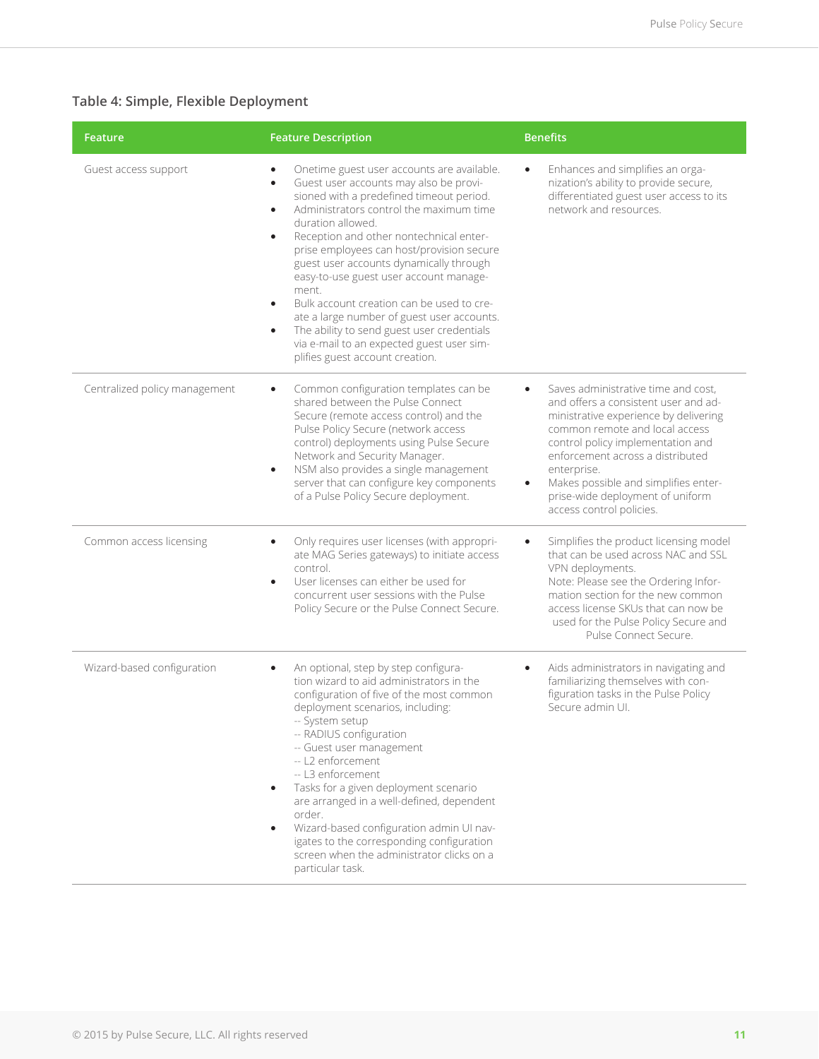### Table 4: Simple, Flexible Deployment

| Feature | Feature Description | Benefits |
|---|---|---|
| Guest access support | • Onetime guest user accounts are available.<br>• Guest user accounts may also be provisioned with a predefined timeout period.<br>• Administrators control the maximum time duration allowed.<br>• Reception and other nontechnical enterprise employees can host/provision secure guest user accounts dynamically through easy-to-use guest user account management.<br>• Bulk account creation can be used to create a large number of guest user accounts.<br>• The ability to send guest user credentials via e-mail to an expected guest user simplifies guest account creation. | • Enhances and simplifies an organization's ability to provide secure, differentiated guest user access to its network and resources. |
| Centralized policy management | • Common configuration templates can be shared between the Pulse Connect Secure (remote access control) and the Pulse Policy Secure (network access control) deployments using Pulse Secure Network and Security Manager.<br>• NSM also provides a single management server that can configure key components of a Pulse Policy Secure deployment. | • Saves administrative time and cost, and offers a consistent user and administrative experience by delivering common remote and local access control policy implementation and enforcement across a distributed enterprise.<br>• Makes possible and simplifies enterprise-wide deployment of uniform access control policies. |
| Common access licensing | • Only requires user licenses (with appropriate MAG Series gateways) to initiate access control.<br>• User licenses can either be used for concurrent user sessions with the Pulse Policy Secure or the Pulse Connect Secure. | • Simplifies the product licensing model that can be used across NAC and SSL VPN deployments.<br>Note: Please see the Ordering Information section for the new common access license SKUs that can now be used for the Pulse Policy Secure and Pulse Connect Secure. |
| Wizard-based configuration | • An optional, step by step configuration wizard to aid administrators in the configuration of five of the most common deployment scenarios, including:<br>-- System setup<br>-- RADIUS configuration<br>-- Guest user management<br>-- L2 enforcement<br>-- L3 enforcement<br>• Tasks for a given deployment scenario are arranged in a well-defined, dependent order.<br>• Wizard-based configuration admin UI navigates to the corresponding configuration screen when the administrator clicks on a particular task. | • Aids administrators in navigating and familiarizing themselves with configuration tasks in the Pulse Policy Secure admin UI. |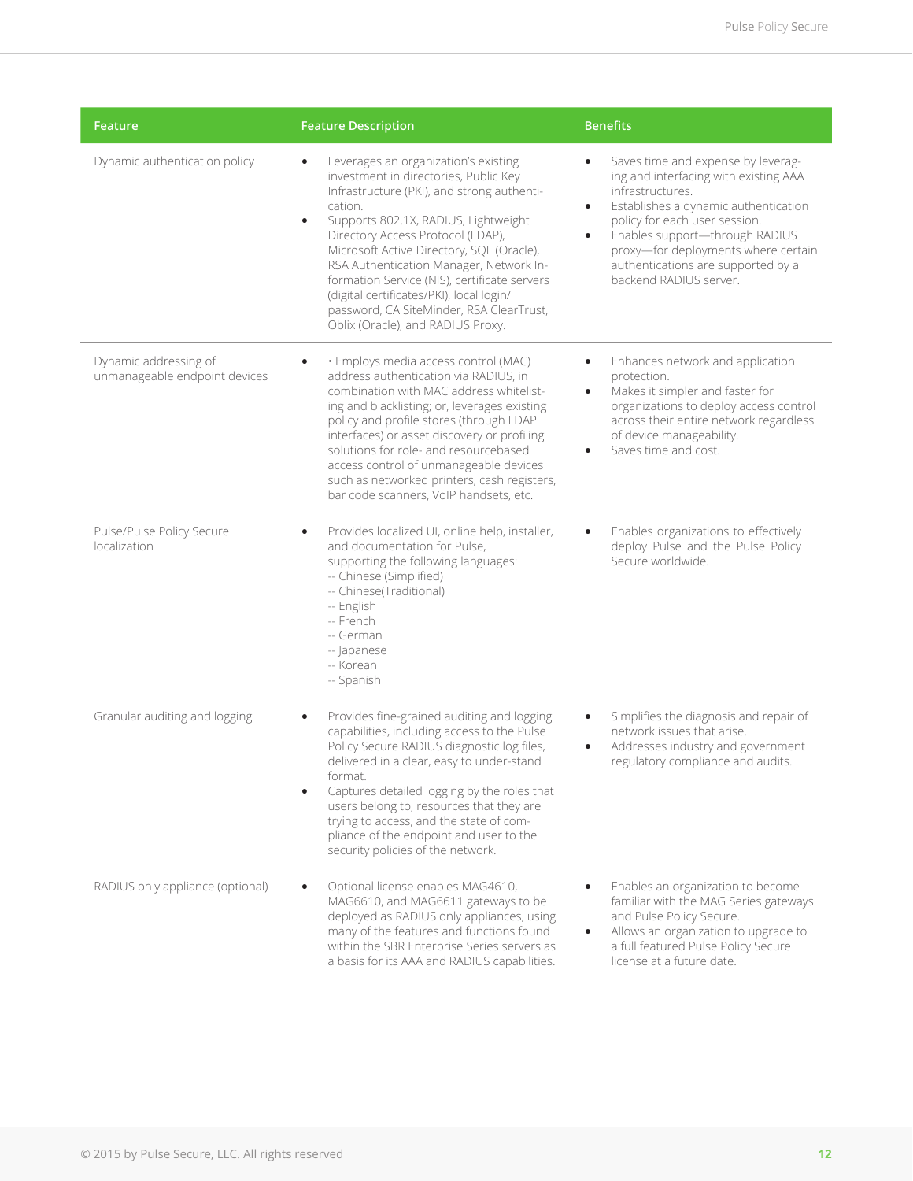| Feature | Feature Description | Benefits |
|---|---|---|
| Dynamic authentication policy | • Leverages an organization's existing investment in directories, Public Key Infrastructure (PKI), and strong authentication.<br>• Supports 802.1X, RADIUS, Lightweight Directory Access Protocol (LDAP), Microsoft Active Directory, SQL (Oracle), RSA Authentication Manager, Network Information Service (NIS), certificate servers (digital certificates/PKI), local login/password, CA SiteMinder, RSA ClearTrust, Oblix (Oracle), and RADIUS Proxy. | • Saves time and expense by leveraging and interfacing with existing AAA infrastructures.<br>• Establishes a dynamic authentication policy for each user session.<br>• Enables support—through RADIUS proxy—for deployments where certain authentications are supported by a backend RADIUS server. |
| Dynamic addressing of unmanageable endpoint devices | • • Employs media access control (MAC) address authentication via RADIUS, in combination with MAC address whitelisting and blacklisting; or, leverages existing policy and profile stores (through LDAP interfaces) or asset discovery or profiling solutions for role- and resourcebased access control of unmanageable devices such as networked printers, cash registers, bar code scanners, VoIP handsets, etc. | • Enhances network and application protection.<br>• Makes it simpler and faster for organizations to deploy access control across their entire network regardless of device manageability.<br>• Saves time and cost. |
| Pulse/Pulse Policy Secure localization | • Provides localized UI, online help, installer, and documentation for Pulse, supporting the following languages:<br>-- Chinese (Simplified)<br>-- Chinese(Traditional)<br>-- English<br>-- French<br>-- German<br>-- Japanese<br>-- Korean<br>-- Spanish | • Enables organizations to effectively deploy Pulse and the Pulse Policy Secure worldwide. |
| Granular auditing and logging | • Provides fine-grained auditing and logging capabilities, including access to the Pulse Policy Secure RADIUS diagnostic log files, delivered in a clear, easy to under-stand format.<br>• Captures detailed logging by the roles that users belong to, resources that they are trying to access, and the state of compliance of the endpoint and user to the security policies of the network. | • Simplifies the diagnosis and repair of network issues that arise.<br>• Addresses industry and government regulatory compliance and audits. |
| RADIUS only appliance (optional) | • Optional license enables MAG4610, MAG6610, and MAG6611 gateways to be deployed as RADIUS only appliances, using many of the features and functions found within the SBR Enterprise Series servers as a basis for its AAA and RADIUS capabilities. | • Enables an organization to become familiar with the MAG Series gateways and Pulse Policy Secure.<br>• Allows an organization to upgrade to a full featured Pulse Policy Secure license at a future date. |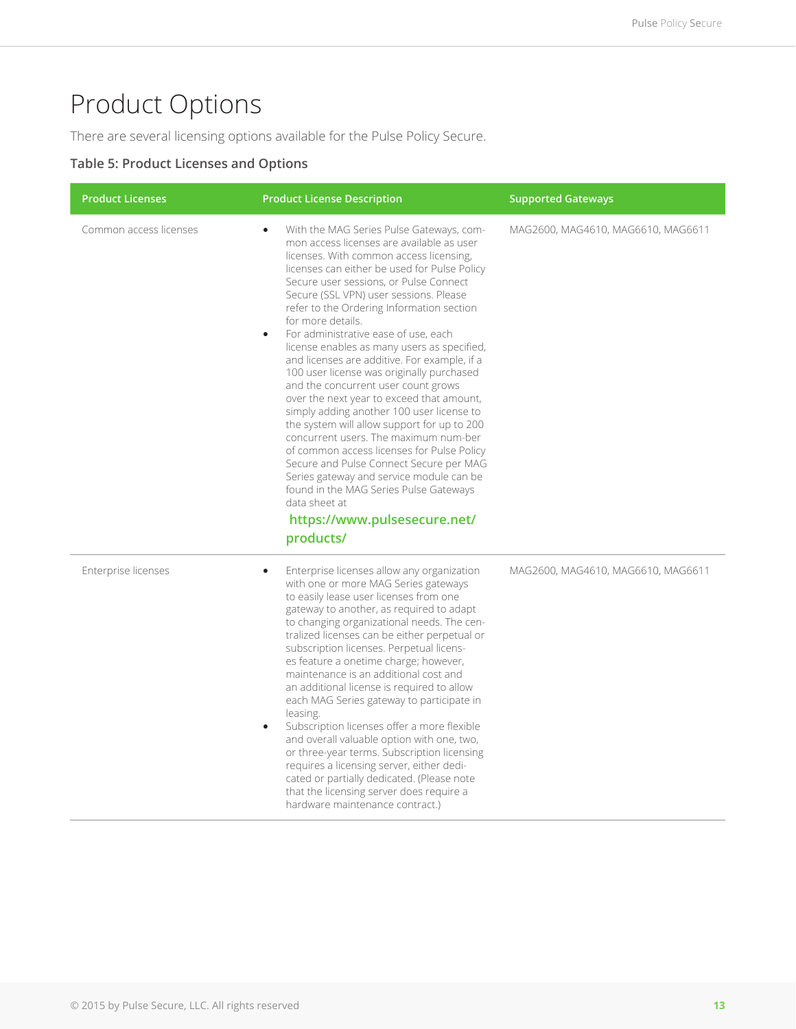# Product Options

There are several licensing options available for the Pulse Policy Secure.

**Table 5: Product Licenses and Options**

| Product Licenses | Product License Description | Supported Gateways |
| --- | --- | --- |
| Common access licenses | • With the MAG Series Pulse Gateways, common access licenses are available as user licenses. With common access licensing, licenses can either be used for Pulse Policy Secure user sessions, or Pulse Connect Secure (SSL VPN) user sessions. Please refer to the Ordering Information section for more details.<br>• For administrative ease of use, each license enables as many users as specified, and licenses are additive. For example, if a 100 user license was originally purchased and the concurrent user count grows over the next year to exceed that amount, simply adding another 100 user license to the system will allow support for up to 200 concurrent users. The maximum number of common access licenses for Pulse Policy Secure and Pulse Connect Secure per MAG Series gateway and service module can be found in the MAG Series Pulse Gateways data sheet at **https://www.pulsesecure.net/products/** | MAG2600, MAG4610, MAG6610, MAG6611 |
| Enterprise licenses | • Enterprise licenses allow any organization with one or more MAG Series gateways to easily lease user licenses from one gateway to another, as required to adapt to changing organizational needs. The centralized licenses can be either perpetual or subscription licenses. Perpetual licenses feature a onetime charge; however, maintenance is an additional cost and an additional license is required to allow each MAG Series gateway to participate in leasing.<br>• Subscription licenses offer a more flexible and overall valuable option with one, two, or three-year terms. Subscription licensing requires a licensing server, either dedicated or partially dedicated. (Please note that the licensing server does require a hardware maintenance contract.) | MAG2600, MAG4610, MAG6610, MAG6611 |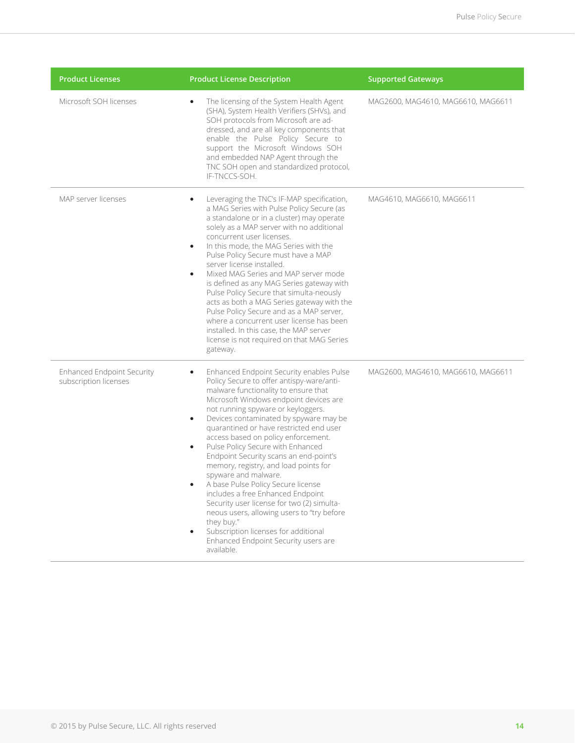| Product Licenses | Product License Description | Supported Gateways |
| --- | --- | --- |
| Microsoft SOH licenses | • The licensing of the System Health Agent (SHA), System Health Verifiers (SHVs), and SOH protocols from Microsoft are addressed, and are all key components that enable the Pulse Policy Secure to support the Microsoft Windows SOH and embedded NAP Agent through the TNC SOH open and standardized protocol, IF-TNCCS-SOH. | MAG2600, MAG4610, MAG6610, MAG6611 |
| MAP server licenses | • Leveraging the TNC's IF-MAP specification, a MAG Series with Pulse Policy Secure (as a standalone or in a cluster) may operate solely as a MAP server with no additional concurrent user licenses.<br>• In this mode, the MAG Series with the Pulse Policy Secure must have a MAP server license installed.<br>• Mixed MAG Series and MAP server mode is defined as any MAG Series gateway with Pulse Policy Secure that simulta-neously acts as both a MAG Series gateway with the Pulse Policy Secure and as a MAP server, where a concurrent user license has been installed. In this case, the MAP server license is not required on that MAG Series gateway. | MAG4610, MAG6610, MAG6611 |
| Enhanced Endpoint Security subscription licenses | • Enhanced Endpoint Security enables Pulse Policy Secure to offer antispy-ware/anti-malware functionality to ensure that Microsoft Windows endpoint devices are not running spyware or keyloggers.<br>• Devices contaminated by spyware may be quarantined or have restricted end user access based on policy enforcement.<br>• Pulse Policy Secure with Enhanced Endpoint Security scans an end-point's memory, registry, and load points for spyware and malware.<br>• A base Pulse Policy Secure license includes a free Enhanced Endpoint Security user license for two (2) simulta-neous users, allowing users to "try before they buy."<br>• Subscription licenses for additional Enhanced Endpoint Security users are available. | MAG2600, MAG4610, MAG6610, MAG6611 |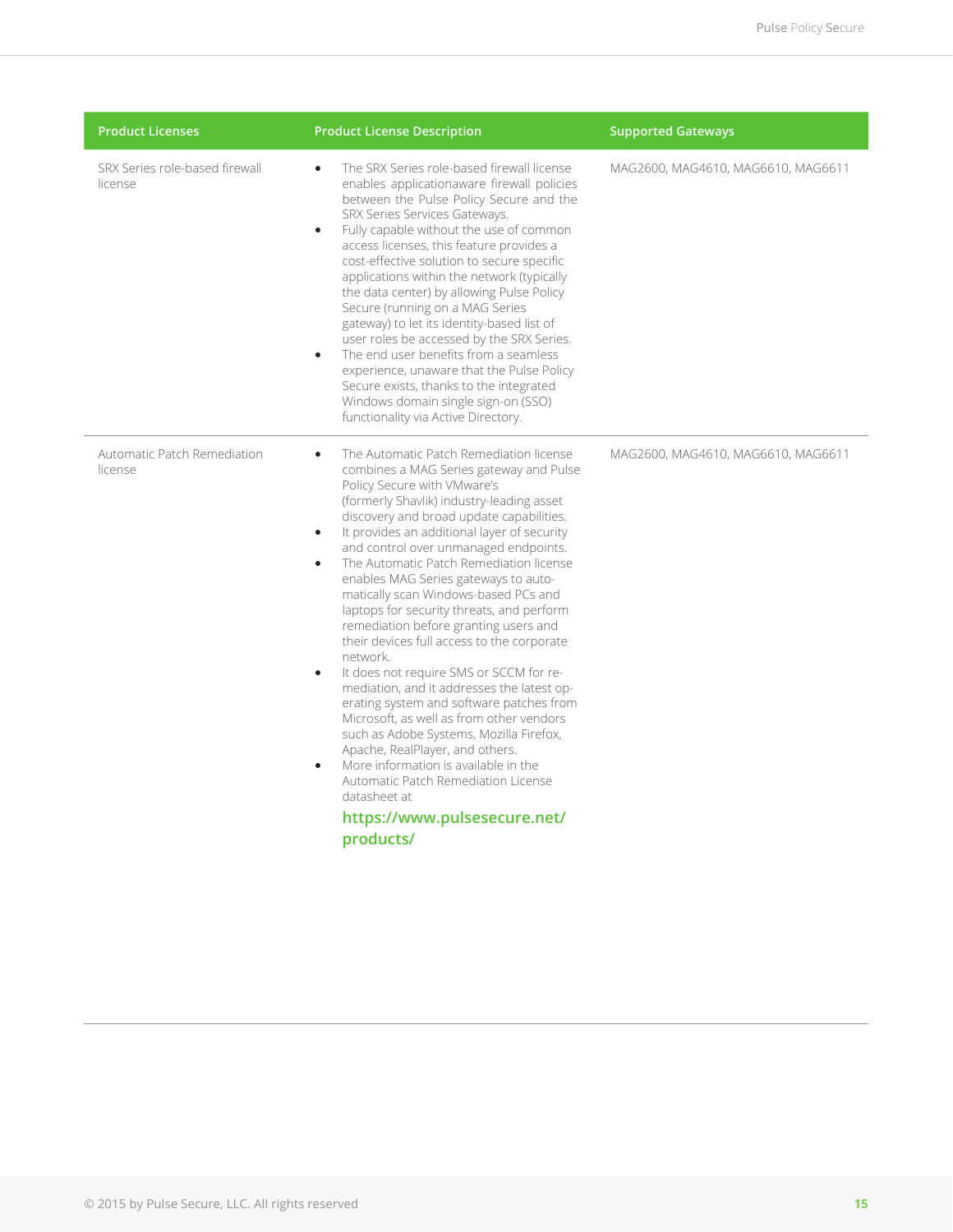| Product Licenses | Product License Description | Supported Gateways |
| --- | --- | --- |
| SRX Series role-based firewall license | • The SRX Series role-based firewall license enables applicationaware firewall policies between the Pulse Policy Secure and the SRX Series Services Gateways.<br>• Fully capable without the use of common access licenses, this feature provides a cost-effective solution to secure specific applications within the network (typically the data center) by allowing Pulse Policy Secure (running on a MAG Series gateway) to let its identity-based list of user roles be accessed by the SRX Series.<br>• The end user benefits from a seamless experience, unaware that the Pulse Policy Secure exists, thanks to the integrated Windows domain single sign-on (SSO) functionality via Active Directory. | MAG2600, MAG4610, MAG6610, MAG6611 |
| Automatic Patch Remediation license | • The Automatic Patch Remediation license combines a MAG Series gateway and Pulse Policy Secure with VMware's (formerly Shavlik) industry-leading asset discovery and broad update capabilities.<br>• It provides an additional layer of security and control over unmanaged endpoints.<br>• The Automatic Patch Remediation license enables MAG Series gateways to automatically scan Windows-based PCs and laptops for security threats, and perform remediation before granting users and their devices full access to the corporate network.<br>• It does not require SMS or SCCM for remediation, and it addresses the latest operating system and software patches from Microsoft, as well as from other vendors such as Adobe Systems, Mozilla Firefox, Apache, RealPlayer, and others.<br>• More information is available in the Automatic Patch Remediation License datasheet at **https://www.pulsesecure.net/products/** | MAG2600, MAG4610, MAG6610, MAG6611 |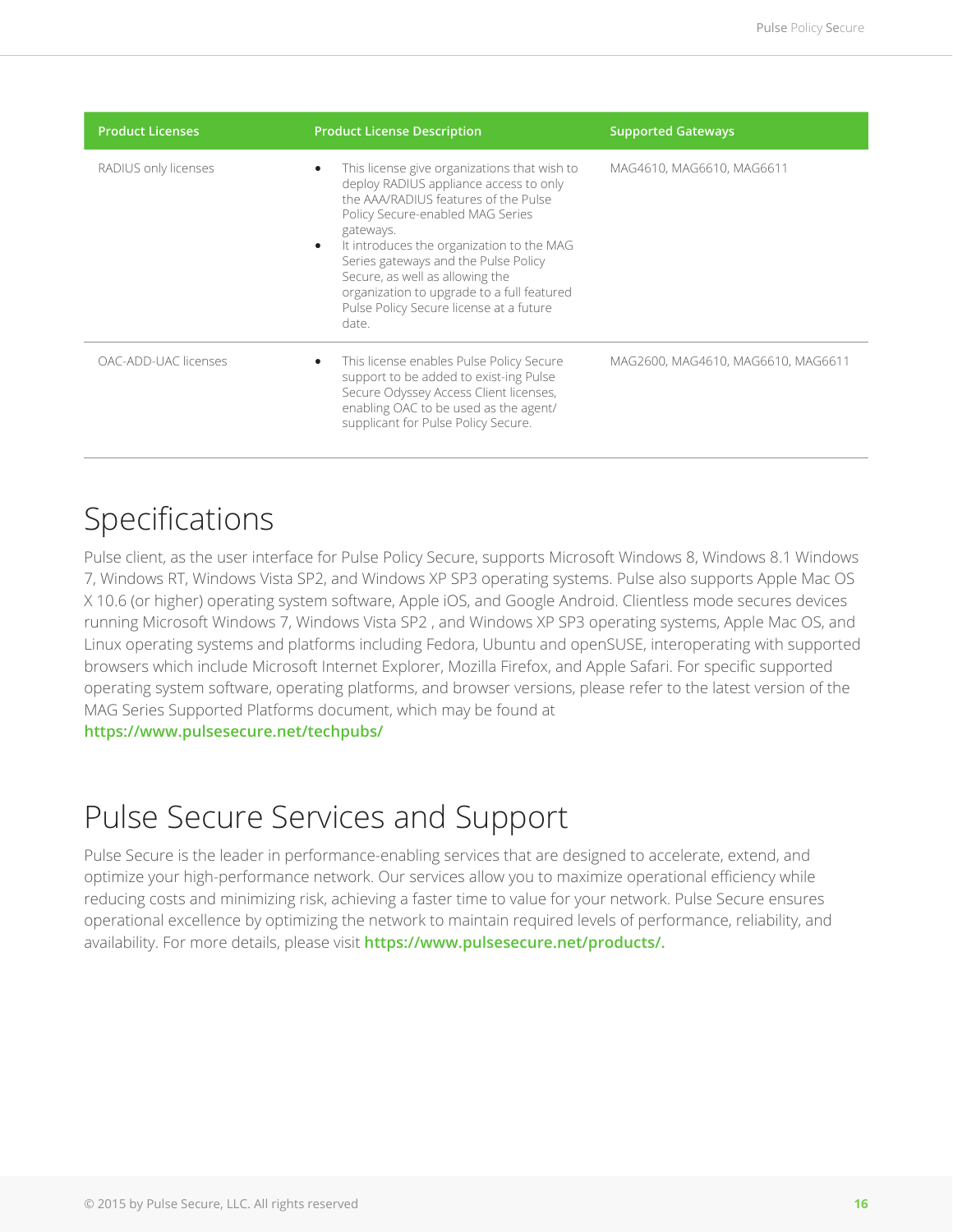| Product Licenses | Product License Description | Supported Gateways |
|---|---|---|
| RADIUS only licenses | • This license give organizations that wish to deploy RADIUS appliance access to only the AAA/RADIUS features of the Pulse Policy Secure-enabled MAG Series gateways.<br>• It introduces the organization to the MAG Series gateways and the Pulse Policy Secure, as well as allowing the organization to upgrade to a full featured Pulse Policy Secure license at a future date. | MAG4610, MAG6610, MAG6611 |
| OAC-ADD-UAC licenses | • This license enables Pulse Policy Secure support to be added to exist-ing Pulse Secure Odyssey Access Client licenses, enabling OAC to be used as the agent/supplicant for Pulse Policy Secure. | MAG2600, MAG4610, MAG6610, MAG6611 |

# Specifications

Pulse client, as the user interface for Pulse Policy Secure, supports Microsoft Windows 8, Windows 8.1 Windows 7, Windows RT, Windows Vista SP2, and Windows XP SP3 operating systems. Pulse also supports Apple Mac OS X 10.6 (or higher) operating system software, Apple iOS, and Google Android. Clientless mode secures devices running Microsoft Windows 7, Windows Vista SP2 , and Windows XP SP3 operating systems, Apple Mac OS, and Linux operating systems and platforms including Fedora, Ubuntu and openSUSE, interoperating with supported browsers which include Microsoft Internet Explorer, Mozilla Firefox, and Apple Safari. For specific supported operating system software, operating platforms, and browser versions, please refer to the latest version of the MAG Series Supported Platforms document, which may be found at **https://www.pulsesecure.net/techpubs/**

# Pulse Secure Services and Support

Pulse Secure is the leader in performance-enabling services that are designed to accelerate, extend, and optimize your high-performance network. Our services allow you to maximize operational efficiency while reducing costs and minimizing risk, achieving a faster time to value for your network. Pulse Secure ensures operational excellence by optimizing the network to maintain required levels of performance, reliability, and availability. For more details, please visit **https://www.pulsesecure.net/products/.**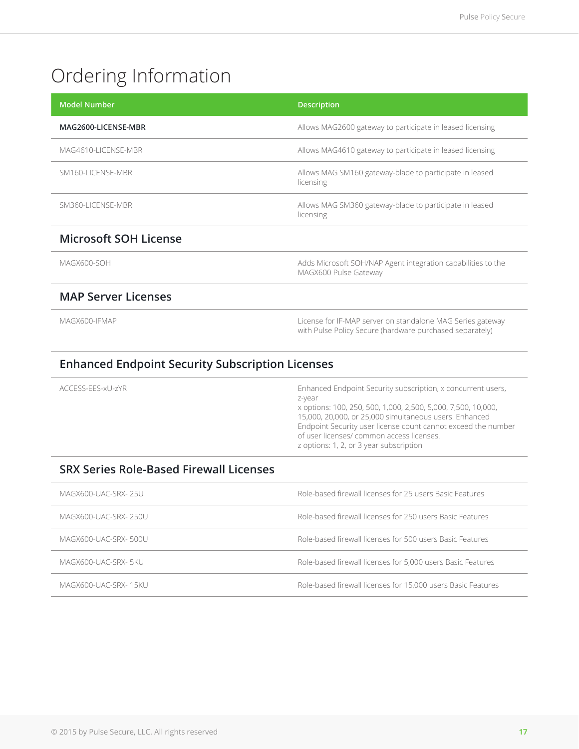# Ordering Information

| Model Number | Description |
|---|---|
| **MAG2600-LICENSE-MBR** | Allows MAG2600 gateway to participate in leased licensing |
| MAG4610-LICENSE-MBR | Allows MAG4610 gateway to participate in leased licensing |
| SM160-LICENSE-MBR | Allows MAG SM160 gateway-blade to participate in leased licensing |
| SM360-LICENSE-MBR | Allows MAG SM360 gateway-blade to participate in leased licensing |
| **Microsoft SOH License** | |
| MAGX600-SOH | Adds Microsoft SOH/NAP Agent integration capabilities to the MAGX600 Pulse Gateway |
| **MAP Server Licenses** | |
| MAGX600-IFMAP | License for IF-MAP server on standalone MAG Series gateway with Pulse Policy Secure (hardware purchased separately) |
| **Enhanced Endpoint Security Subscription Licenses** | |
| ACCESS-EES-xU-zYR | Enhanced Endpoint Security subscription, x concurrent users, z-year<br>x options: 100, 250, 500, 1,000, 2,500, 5,000, 7,500, 10,000, 15,000, 20,000, or 25,000 simultaneous users. Enhanced Endpoint Security user license count cannot exceed the number of user licenses/ common access licenses.<br>z options: 1, 2, or 3 year subscription |
| **SRX Series Role-Based Firewall Licenses** | |
| MAGX600-UAC-SRX- 25U | Role-based firewall licenses for 25 users Basic Features |
| MAGX600-UAC-SRX- 250U | Role-based firewall licenses for 250 users Basic Features |
| MAGX600-UAC-SRX- 500U | Role-based firewall licenses for 500 users Basic Features |
| MAGX600-UAC-SRX- 5KU | Role-based firewall licenses for 5,000 users Basic Features |
| MAGX600-UAC-SRX- 15KU | Role-based firewall licenses for 15,000 users Basic Features |

© 2015 by Pulse Secure, LLC. All rights reserved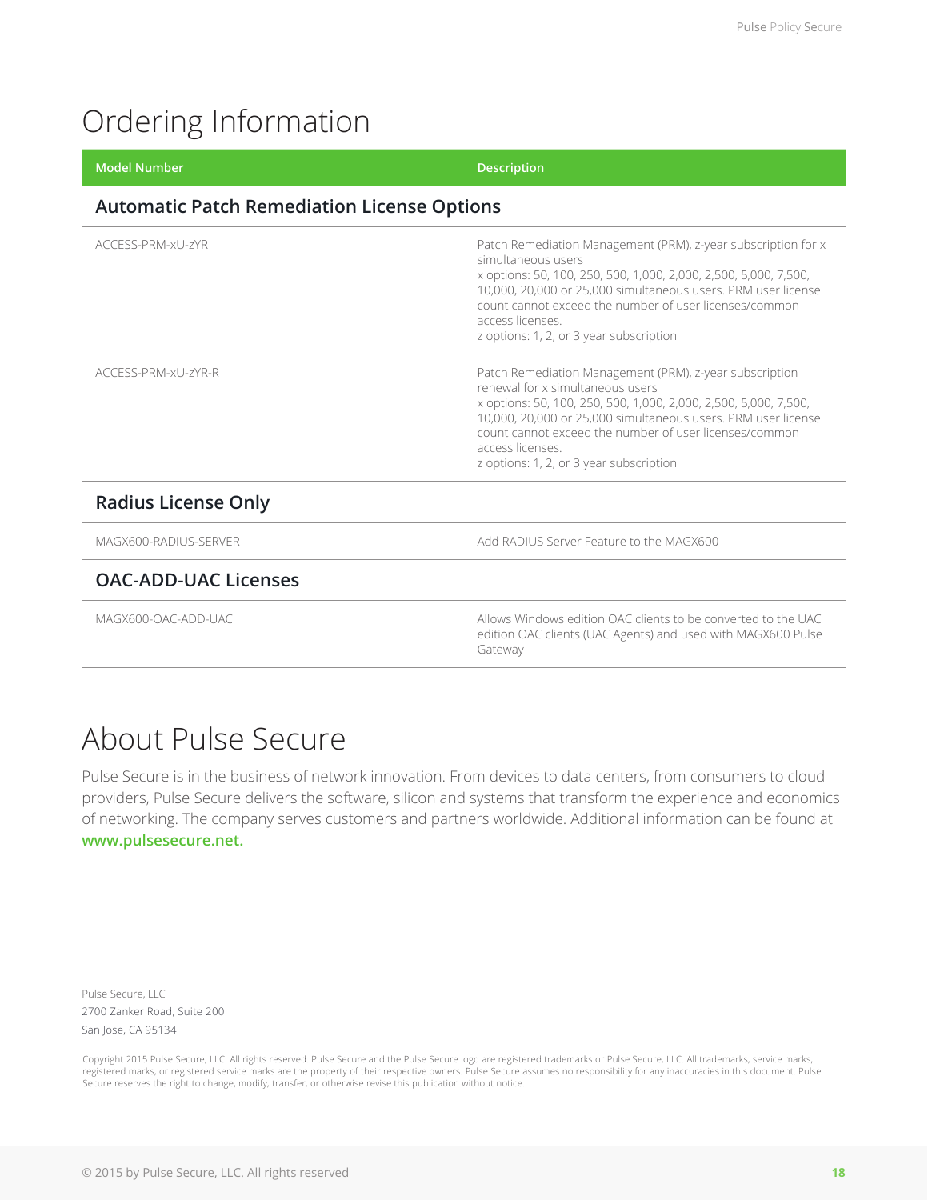## Ordering Information

| Model Number | Description |
|---|---|
| **Automatic Patch Remediation License Options** | |
| ACCESS-PRM-xU-zYR | Patch Remediation Management (PRM), z-year subscription for x simultaneous users<br>x options: 50, 100, 250, 500, 1,000, 2,000, 2,500, 5,000, 7,500, 10,000, 20,000 or 25,000 simultaneous users. PRM user license count cannot exceed the number of user licenses/common access licenses.<br>z options: 1, 2, or 3 year subscription |
| ACCESS-PRM-xU-zYR-R | Patch Remediation Management (PRM), z-year subscription renewal for x simultaneous users<br>x options: 50, 100, 250, 500, 1,000, 2,000, 2,500, 5,000, 7,500, 10,000, 20,000 or 25,000 simultaneous users. PRM user license count cannot exceed the number of user licenses/common access licenses.<br>z options: 1, 2, or 3 year subscription |
| **Radius License Only** | |
| MAGX600-RADIUS-SERVER | Add RADIUS Server Feature to the MAGX600 |
| **OAC-ADD-UAC Licenses** | |
| MAGX600-OAC-ADD-UAC | Allows Windows edition OAC clients to be converted to the UAC edition OAC clients (UAC Agents) and used with MAGX600 Pulse Gateway |

## About Pulse Secure

Pulse Secure is in the business of network innovation. From devices to data centers, from consumers to cloud providers, Pulse Secure delivers the software, silicon and systems that transform the experience and economics of networking. The company serves customers and partners worldwide. Additional information can be found at **www.pulsesecure.net.**

Pulse Secure, LLC
2700 Zanker Road, Suite 200
San Jose, CA 95134

Copyright 2015 Pulse Secure, LLC. All rights reserved. Pulse Secure and the Pulse Secure logo are registered trademarks or Pulse Secure, LLC. All trademarks, service marks, registered marks, or registered service marks are the property of their respective owners. Pulse Secure assumes no responsibility for any inaccuracies in this document. Pulse Secure reserves the right to change, modify, transfer, or otherwise revise this publication without notice.